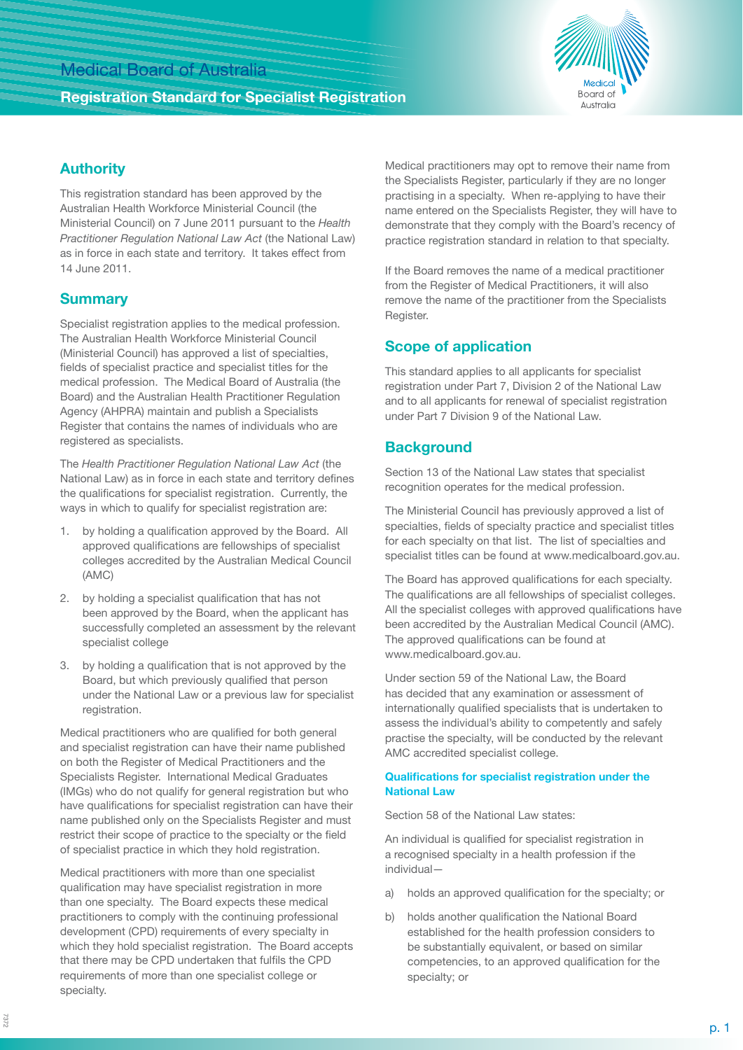# Medical Board of Australia

## Registration Standard for Specialist Registration

## Authority

This registration standard has been approved by the Australian Health Workforce Ministerial Council (the Ministerial Council) on 7 June 2011 pursuant to the *Health Practitioner Regulation National Law Act* (the National Law) as in force in each state and territory. It takes effect from 14 June 2011.

## Summary

Specialist registration applies to the medical profession. The Australian Health Workforce Ministerial Council (Ministerial Council) has approved a list of specialties, fields of specialist practice and specialist titles for the medical profession. The Medical Board of Australia (the Board) and the Australian Health Practitioner Regulation Agency (AHPRA) maintain and publish a Specialists Register that contains the names of individuals who are registered as specialists.

The *Health Practitioner Regulation National Law Act* (the National Law) as in force in each state and territory defines the qualifications for specialist registration. Currently, the ways in which to qualify for specialist registration are:

1. by holding a qualification approved by the Board. All approved qualifications are fellowships of specialist colleges accredited by the Australian Medical Council (AMC)
2. by holding a specialist qualification that has not been approved by the Board, when the applicant has successfully completed an assessment by the relevant specialist college
3. by holding a qualification that is not approved by the Board, but which previously qualified that person under the National Law or a previous law for specialist registration.

Medical practitioners who are qualified for both general and specialist registration can have their name published on both the Register of Medical Practitioners and the Specialists Register. International Medical Graduates (IMGs) who do not qualify for general registration but who have qualifications for specialist registration can have their name published only on the Specialists Register and must restrict their scope of practice to the specialty or the field of specialist practice in which they hold registration.

Medical practitioners with more than one specialist qualification may have specialist registration in more than one specialty. The Board expects these medical practitioners to comply with the continuing professional development (CPD) requirements of every specialty in which they hold specialist registration. The Board accepts that there may be CPD undertaken that fulfils the CPD requirements of more than one specialist college or specialty.

Medical practitioners may opt to remove their name from the Specialists Register, particularly if they are no longer practising in a specialty. When re-applying to have their name entered on the Specialists Register, they will have to demonstrate that they comply with the Board's recency of practice registration standard in relation to that specialty.

If the Board removes the name of a medical practitioner from the Register of Medical Practitioners, it will also remove the name of the practitioner from the Specialists Register.

## Scope of application

This standard applies to all applicants for specialist registration under Part 7, Division 2 of the National Law and to all applicants for renewal of specialist registration under Part 7 Division 9 of the National Law.

## Background

Section 13 of the National Law states that specialist recognition operates for the medical profession.

The Ministerial Council has previously approved a list of specialties, fields of specialty practice and specialist titles for each specialty on that list. The list of specialties and specialist titles can be found at www.medicalboard.gov.au.

The Board has approved qualifications for each specialty. The qualifications are all fellowships of specialist colleges. All the specialist colleges with approved qualifications have been accredited by the Australian Medical Council (AMC). The approved qualifications can be found at www.medicalboard.gov.au.

Under section 59 of the National Law, the Board has decided that any examination or assessment of internationally qualified specialists that is undertaken to assess the individual's ability to competently and safely practise the specialty, will be conducted by the relevant AMC accredited specialist college.

### Qualifications for specialist registration under the National Law

Section 58 of the National Law states:

An individual is qualified for specialist registration in a recognised specialty in a health profession if the individual—

a) holds an approved qualification for the specialty; or
b) holds another qualification the National Board established for the health profession considers to be substantially equivalent, or based on similar competencies, to an approved qualification for the specialty; or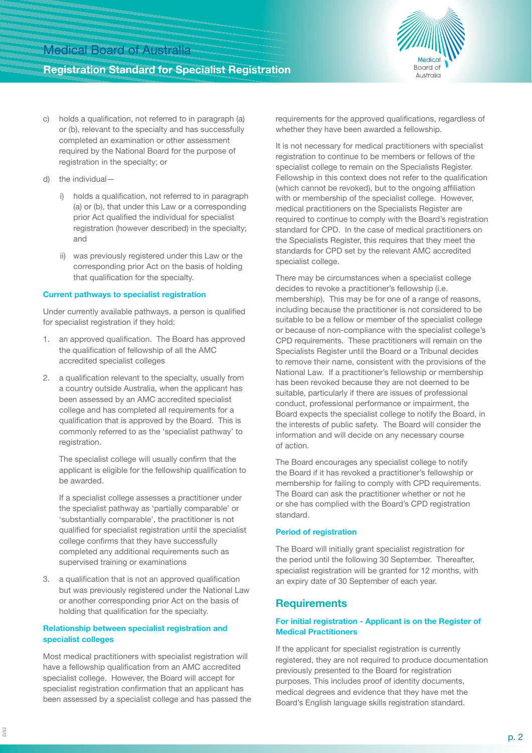c) holds a qualification, not referred to in paragraph (a) or (b), relevant to the specialty and has successfully completed an examination or other assessment required by the National Board for the purpose of registration in the specialty; or

d) the individual—

   i) holds a qualification, not referred to in paragraph (a) or (b), that under this Law or a corresponding prior Act qualified the individual for specialist registration (however described) in the specialty; and

   ii) was previously registered under this Law or the corresponding prior Act on the basis of holding that qualification for the specialty.

### Current pathways to specialist registration

Under currently available pathways, a person is qualified for specialist registration if they hold:

1. an approved qualification. The Board has approved the qualification of fellowship of all the AMC accredited specialist colleges

2. a qualification relevant to the specialty, usually from a country outside Australia, when the applicant has been assessed by an AMC accredited specialist college and has completed all requirements for a qualification that is approved by the Board. This is commonly referred to as the 'specialist pathway' to registration.

   The specialist college will usually confirm that the applicant is eligible for the fellowship qualification to be awarded.

   If a specialist college assesses a practitioner under the specialist pathway as 'partially comparable' or 'substantially comparable', the practitioner is not qualified for specialist registration until the specialist college confirms that they have successfully completed any additional requirements such as supervised training or examinations

3. a qualification that is not an approved qualification but was previously registered under the National Law or another corresponding prior Act on the basis of holding that qualification for the specialty.

### Relationship between specialist registration and specialist colleges

Most medical practitioners with specialist registration will have a fellowship qualification from an AMC accredited specialist college. However, the Board will accept for specialist registration confirmation that an applicant has been assessed by a specialist college and has passed the requirements for the approved qualifications, regardless of whether they have been awarded a fellowship.

It is not necessary for medical practitioners with specialist registration to continue to be members or fellows of the specialist college to remain on the Specialists Register. Fellowship in this context does not refer to the qualification (which cannot be revoked), but to the ongoing affiliation with or membership of the specialist college. However, medical practitioners on the Specialists Register are required to continue to comply with the Board's registration standard for CPD. In the case of medical practitioners on the Specialists Register, this requires that they meet the standards for CPD set by the relevant AMC accredited specialist college.

There may be circumstances when a specialist college decides to revoke a practitioner's fellowship (i.e. membership). This may be for one of a range of reasons, including because the practitioner is not considered to be suitable to be a fellow or member of the specialist college or because of non-compliance with the specialist college's CPD requirements. These practitioners will remain on the Specialists Register until the Board or a Tribunal decides to remove their name, consistent with the provisions of the National Law. If a practitioner's fellowship or membership has been revoked because they are not deemed to be suitable, particularly if there are issues of professional conduct, professional performance or impairment, the Board expects the specialist college to notify the Board, in the interests of public safety. The Board will consider the information and will decide on any necessary course of action.

The Board encourages any specialist college to notify the Board if it has revoked a practitioner's fellowship or membership for failing to comply with CPD requirements. The Board can ask the practitioner whether or not he or she has complied with the Board's CPD registration standard.

### Period of registration

The Board will initially grant specialist registration for the period until the following 30 September. Thereafter, specialist registration will be granted for 12 months, with an expiry date of 30 September of each year.

## Requirements

### For initial registration - Applicant is on the Register of Medical Practitioners

If the applicant for specialist registration is currently registered, they are not required to produce documentation previously presented to the Board for registration purposes. This includes proof of identity documents, medical degrees and evidence that they have met the Board's English language skills registration standard.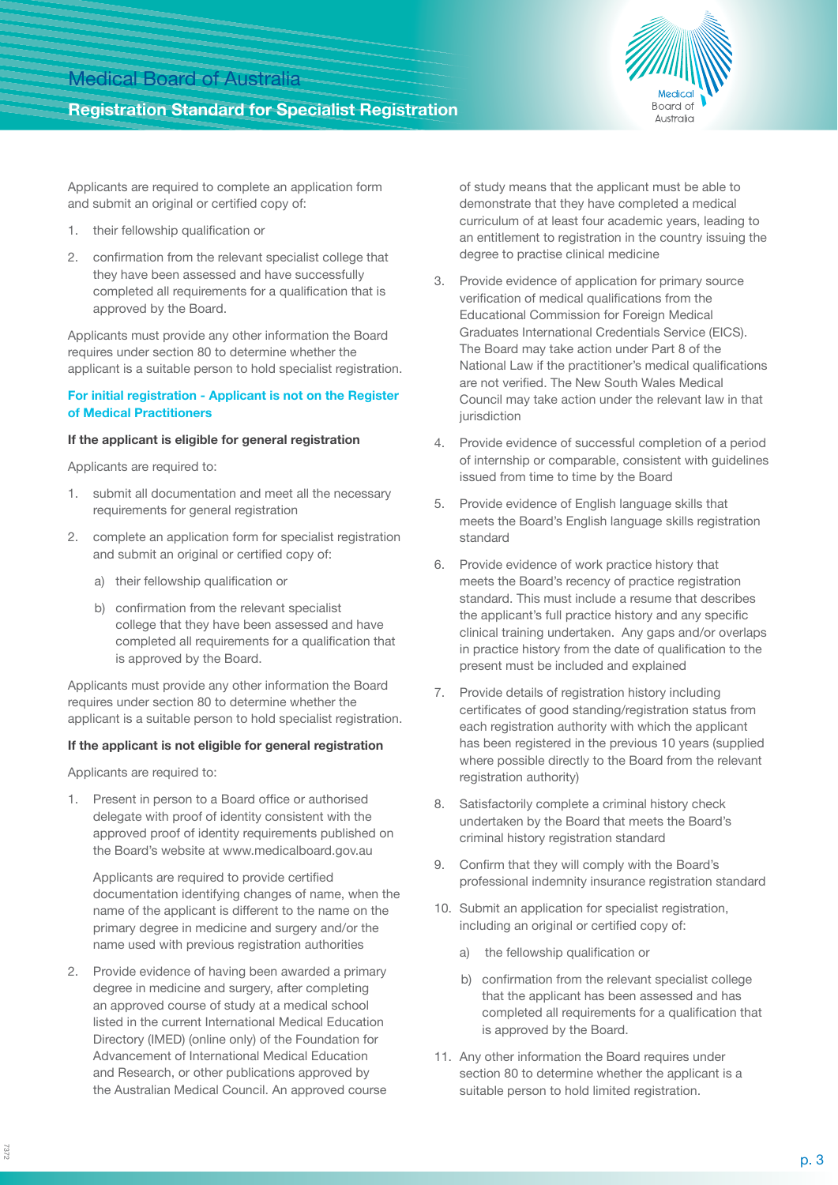Applicants are required to complete an application form and submit an original or certified copy of:

1. their fellowship qualification or
2. confirmation from the relevant specialist college that they have been assessed and have successfully completed all requirements for a qualification that is approved by the Board.

Applicants must provide any other information the Board requires under section 80 to determine whether the applicant is a suitable person to hold specialist registration.

## For initial registration - Applicant is not on the Register of Medical Practitioners

**If the applicant is eligible for general registration**

Applicants are required to:

1. submit all documentation and meet all the necessary requirements for general registration
2. complete an application form for specialist registration and submit an original or certified copy of:
   a) their fellowship qualification or
   b) confirmation from the relevant specialist college that they have been assessed and have completed all requirements for a qualification that is approved by the Board.

Applicants must provide any other information the Board requires under section 80 to determine whether the applicant is a suitable person to hold specialist registration.

**If the applicant is not eligible for general registration**

Applicants are required to:

1. Present in person to a Board office or authorised delegate with proof of identity consistent with the approved proof of identity requirements published on the Board's website at www.medicalboard.gov.au

   Applicants are required to provide certified documentation identifying changes of name, when the name of the applicant is different to the name on the primary degree in medicine and surgery and/or the name used with previous registration authorities

2. Provide evidence of having been awarded a primary degree in medicine and surgery, after completing an approved course of study at a medical school listed in the current International Medical Education Directory (IMED) (online only) of the Foundation for Advancement of International Medical Education and Research, or other publications approved by the Australian Medical Council. An approved course of study means that the applicant must be able to demonstrate that they have completed a medical curriculum of at least four academic years, leading to an entitlement to registration in the country issuing the degree to practise clinical medicine
3. Provide evidence of application for primary source verification of medical qualifications from the Educational Commission for Foreign Medical Graduates International Credentials Service (EICS). The Board may take action under Part 8 of the National Law if the practitioner's medical qualifications are not verified. The New South Wales Medical Council may take action under the relevant law in that jurisdiction
4. Provide evidence of successful completion of a period of internship or comparable, consistent with guidelines issued from time to time by the Board
5. Provide evidence of English language skills that meets the Board's English language skills registration standard
6. Provide evidence of work practice history that meets the Board's recency of practice registration standard. This must include a resume that describes the applicant's full practice history and any specific clinical training undertaken. Any gaps and/or overlaps in practice history from the date of qualification to the present must be included and explained
7. Provide details of registration history including certificates of good standing/registration status from each registration authority with which the applicant has been registered in the previous 10 years (supplied where possible directly to the Board from the relevant registration authority)
8. Satisfactorily complete a criminal history check undertaken by the Board that meets the Board's criminal history registration standard
9. Confirm that they will comply with the Board's professional indemnity insurance registration standard
10. Submit an application for specialist registration, including an original or certified copy of:
    a) the fellowship qualification or
    b) confirmation from the relevant specialist college that the applicant has been assessed and has completed all requirements for a qualification that is approved by the Board.
11. Any other information the Board requires under section 80 to determine whether the applicant is a suitable person to hold limited registration.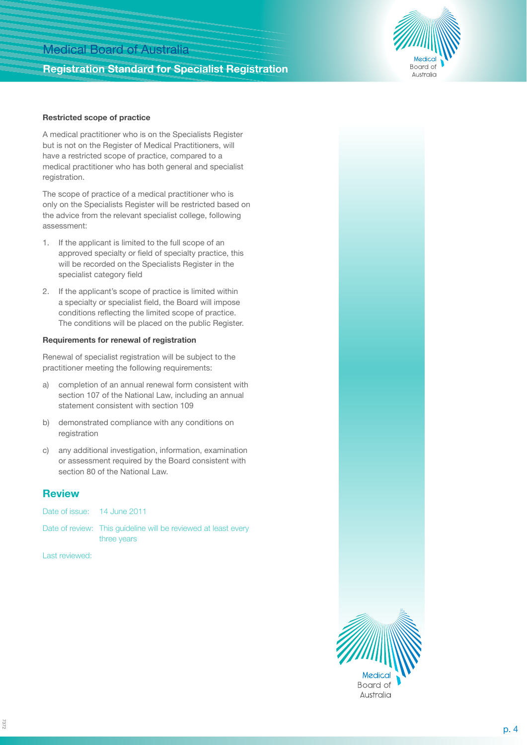**Restricted scope of practice**

A medical practitioner who is on the Specialists Register but is not on the Register of Medical Practitioners, will have a restricted scope of practice, compared to a medical practitioner who has both general and specialist registration.

The scope of practice of a medical practitioner who is only on the Specialists Register will be restricted based on the advice from the relevant specialist college, following assessment:

1. If the applicant is limited to the full scope of an approved specialty or field of specialty practice, this will be recorded on the Specialists Register in the specialist category field
2. If the applicant's scope of practice is limited within a specialty or specialist field, the Board will impose conditions reflecting the limited scope of practice. The conditions will be placed on the public Register.

**Requirements for renewal of registration**

Renewal of specialist registration will be subject to the practitioner meeting the following requirements:

a) completion of an annual renewal form consistent with section 107 of the National Law, including an annual statement consistent with section 109

b) demonstrated compliance with any conditions on registration

c) any additional investigation, information, examination or assessment required by the Board consistent with section 80 of the National Law.

## Review

Date of issue: 14 June 2011

Date of review: This guideline will be reviewed at least every three years

Last reviewed: